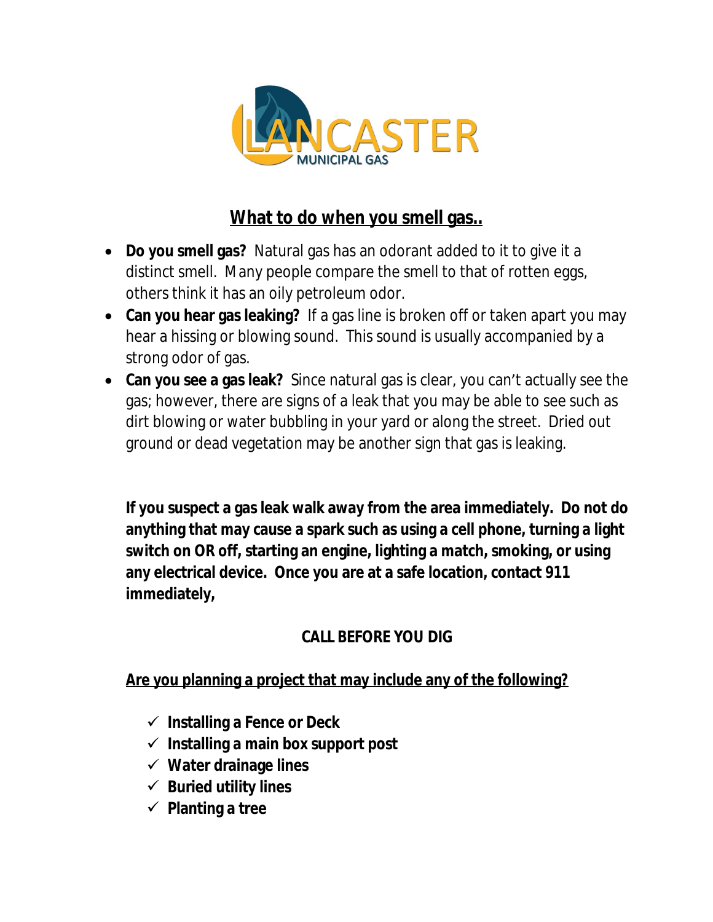LANCASTER MUNICIPAL GAS

## What to do when you smell gas..

- **Do you smell gas?** Natural gas has an odorant added to it to give it a distinct smell. Many people compare the smell to that of rotten eggs, others think it has an oily petroleum odor.
- **Can you hear gas leaking?** If a gas line is broken off or taken apart you may hear a hissing or blowing sound. This sound is usually accompanied by a strong odor of gas.
- **Can you see a gas leak?** Since natural gas is clear, you can't actually see the gas; however, there are signs of a leak that you may be able to see such as dirt blowing or water bubbling in your yard or along the street. Dried out ground or dead vegetation may be another sign that gas is leaking.

**If you suspect a gas leak walk away from the area immediately. Do not do anything that may cause a spark such as using a cell phone, turning a light switch on OR off, starting an engine, lighting a match, smoking, or using any electrical device. Once you are at a safe location, contact 911 immediately,**

**CALL BEFORE YOU DIG**

**Are you planning a project that may include any of the following?**

- ✓ **Installing a Fence or Deck**
- ✓ **Installing a main box support post**
- ✓ **Water drainage lines**
- ✓ **Buried utility lines**
- ✓ **Planting a tree**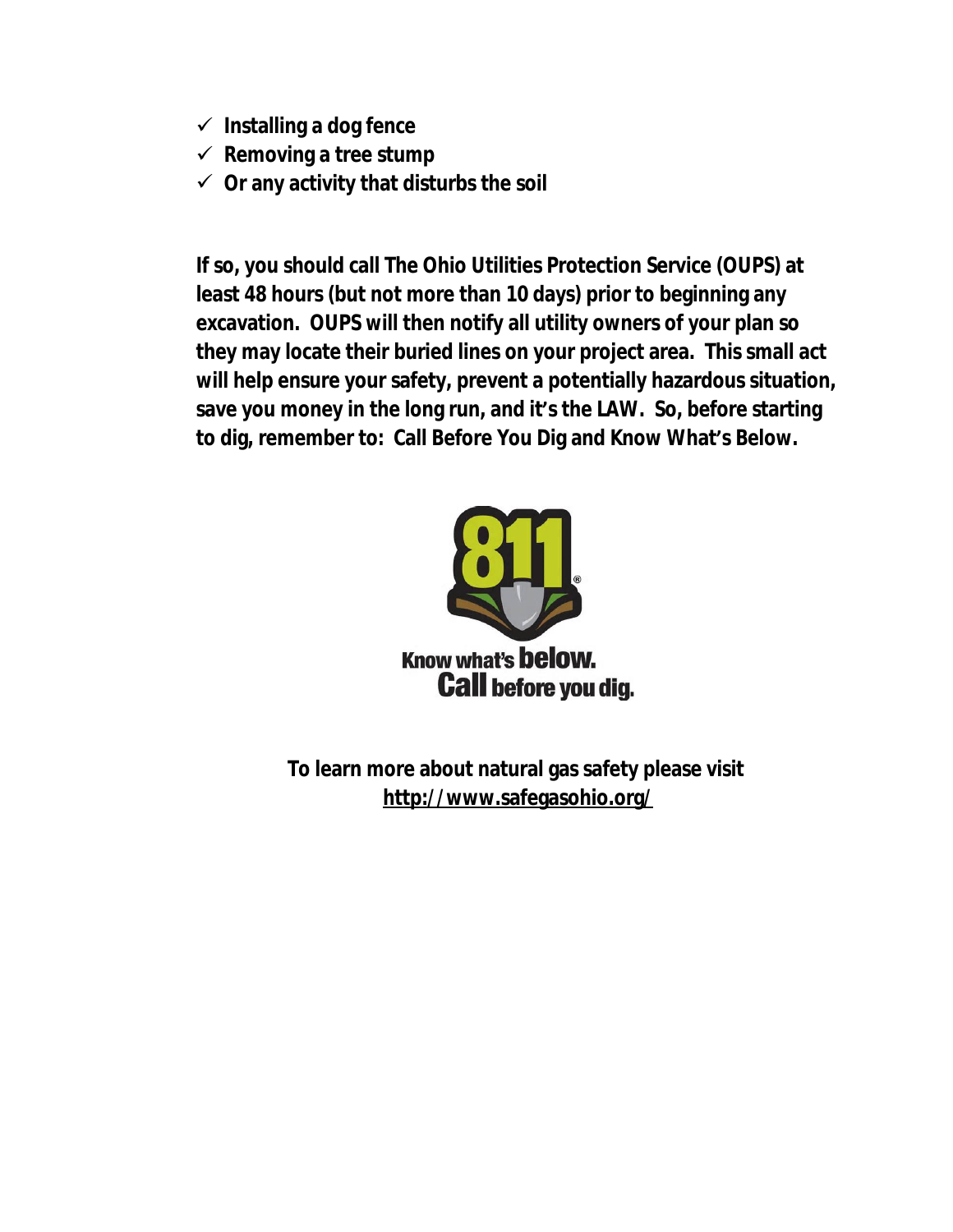- ✓ **Installing a dog fence**
- ✓ **Removing a tree stump**
- ✓ **Or any activity that disturbs the soil**

**If so, you should call The Ohio Utilities Protection Service (OUPS) at least 48 hours (but not more than 10 days) prior to beginning any excavation. OUPS will then notify all utility owners of your plan so they may locate their buried lines on your project area. This small act will help ensure your safety, prevent a potentially hazardous situation, save you money in the long run, and it's the LAW. So, before starting to dig, remember to: Call Before You Dig and Know What's Below.**

Know what's below. Call before you dig.

**To learn more about natural gas safety please visit http://www.safegasohio.org/**